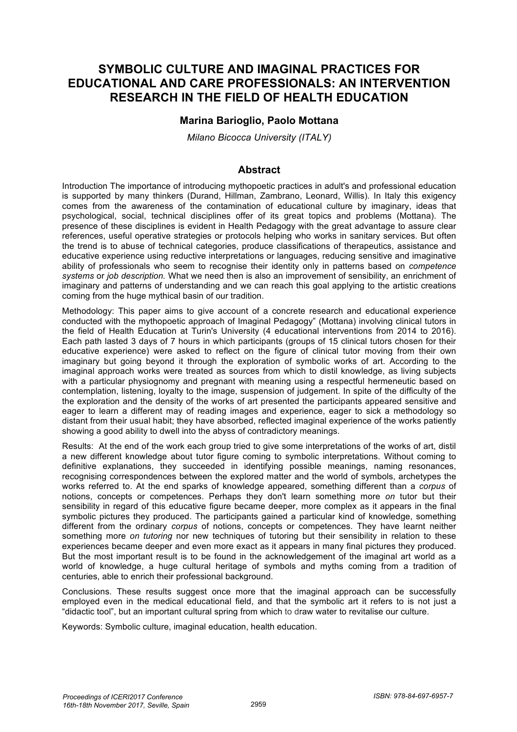# SYMBOLIC CULTURE AND IMAGINAL PRACTICES FOR EDUCATIONAL AND CARE PROFESSIONALS: AN INTERVENTION RESEARCH IN THE FIELD OF HEALTH EDUCATION

**Marina Barioglio, Paolo Mottana**

*Milano Bicocca University (ITALY)*

## Abstract

Introduction The importance of introducing mythopoetic practices in adult's and professional education is supported by many thinkers (Durand, Hillman, Zambrano, Leonard, Willis). In Italy this exigency comes from the awareness of the contamination of educational culture by imaginary, ideas that psychological, social, technical disciplines offer of its great topics and problems (Mottana). The presence of these disciplines is evident in Health Pedagogy with the great advantage to assure clear references, useful operative strategies or protocols helping who works in sanitary services. But often the trend is to abuse of technical categories, produce classifications of therapeutics, assistance and educative experience using reductive interpretations or languages, reducing sensitive and imaginative ability of professionals who seem to recognise their identity only in patterns based on *competence systems* or *job description.* What we need then is also an improvement of sensibility, an enrichment of imaginary and patterns of understanding and we can reach this goal applying to the artistic creations coming from the huge mythical basin of our tradition.

Methodology: This paper aims to give account of a concrete research and educational experience conducted with the mythopoetic approach of Imaginal Pedagogy" (Mottana) involving clinical tutors in the field of Health Education at Turin's University (4 educational interventions from 2014 to 2016). Each path lasted 3 days of 7 hours in which participants (groups of 15 clinical tutors chosen for their educative experience) were asked to reflect on the figure of clinical tutor moving from their own imaginary but going beyond it through the exploration of symbolic works of art. According to the imaginal approach works were treated as sources from which to distil knowledge, as living subjects with a particular physiognomy and pregnant with meaning using a respectful hermeneutic based on contemplation, listening, loyalty to the image, suspension of judgement. In spite of the difficulty of the the exploration and the density of the works of art presented the participants appeared sensitive and eager to learn a different may of reading images and experience, eager to sick a methodology so distant from their usual habit; they have absorbed, reflected imaginal experience of the works patiently showing a good ability to dwell into the abyss of contradictory meanings.

Results: At the end of the work each group tried to give some interpretations of the works of art, distil a new different knowledge about tutor figure coming to symbolic interpretations. Without coming to definitive explanations, they succeeded in identifying possible meanings, naming resonances, recognising correspondences between the explored matter and the world of symbols, archetypes the works referred to. At the end sparks of knowledge appeared, something different than a *corpus* of notions, concepts or competences. Perhaps they don't learn something more *on* tutor but their sensibility in regard of this educative figure became deeper, more complex as it appears in the final symbolic pictures they produced. The participants gained a particular kind of knowledge, something different from the ordinary *corpus* of notions, concepts or competences. They have learnt neither something more *on tutoring* nor new techniques of tutoring but their sensibility in relation to these experiences became deeper and even more exact as it appears in many final pictures they produced. But the most important result is to be found in the acknowledgement of the imaginal art world as a world of knowledge, a huge cultural heritage of symbols and myths coming from a tradition of centuries, able to enrich their professional background.

Conclusions. These results suggest once more that the imaginal approach can be successfully employed even in the medical educational field, and that the symbolic art it refers to is not just a "didactic tool", but an important cultural spring from which to draw water to revitalise our culture.

Keywords: Symbolic culture, imaginal education, health education.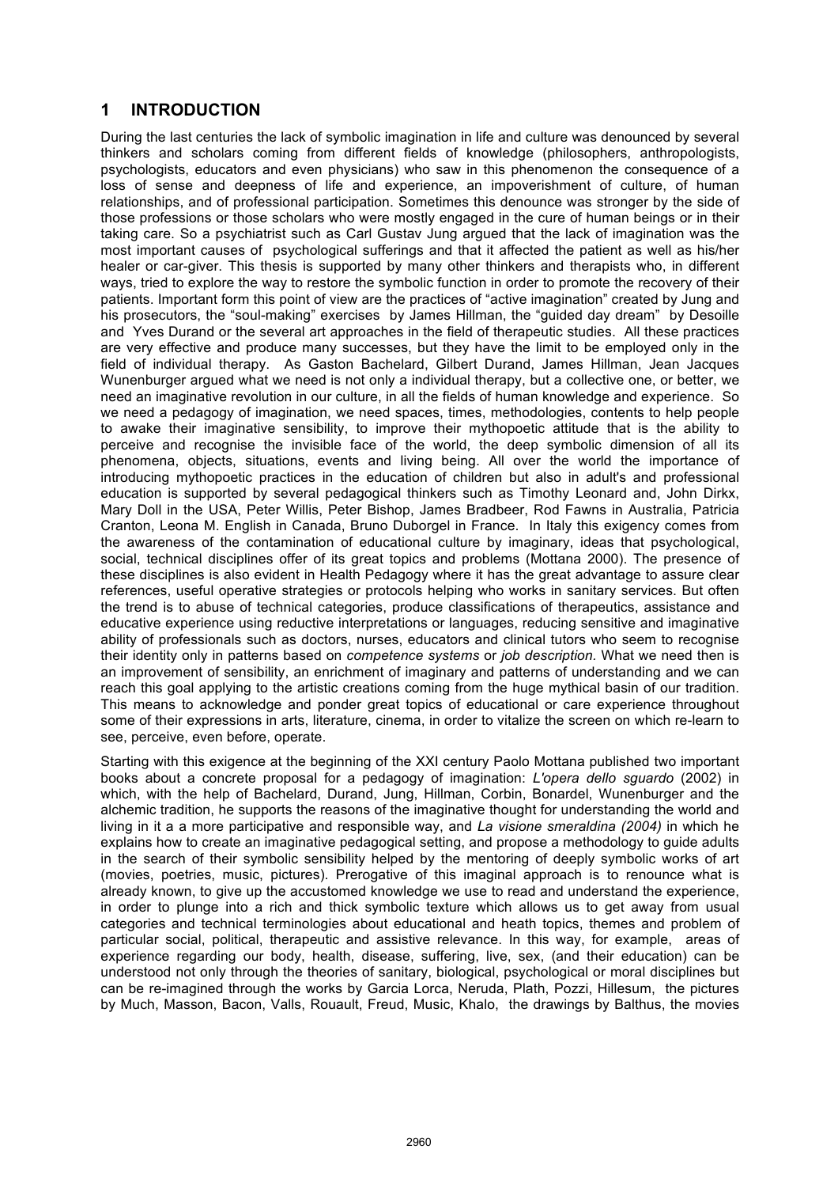# 1 INTRODUCTION

During the last centuries the lack of symbolic imagination in life and culture was denounced by several thinkers and scholars coming from different fields of knowledge (philosophers, anthropologists, psychologists, educators and even physicians) who saw in this phenomenon the consequence of a loss of sense and deepness of life and experience, an impoverishment of culture, of human relationships, and of professional participation. Sometimes this denounce was stronger by the side of those professions or those scholars who were mostly engaged in the cure of human beings or in their taking care. So a psychiatrist such as Carl Gustav Jung argued that the lack of imagination was the most important causes of psychological sufferings and that it affected the patient as well as his/her healer or car-giver. This thesis is supported by many other thinkers and therapists who, in different ways, tried to explore the way to restore the symbolic function in order to promote the recovery of their patients. Important form this point of view are the practices of "active imagination" created by Jung and his prosecutors, the "soul-making" exercises by James Hillman, the "guided day dream" by Desoille and Yves Durand or the several art approaches in the field of therapeutic studies. All these practices are very effective and produce many successes, but they have the limit to be employed only in the field of individual therapy. As Gaston Bachelard, Gilbert Durand, James Hillman, Jean Jacques Wunenburger argued what we need is not only a individual therapy, but a collective one, or better, we need an imaginative revolution in our culture, in all the fields of human knowledge and experience. So we need a pedagogy of imagination, we need spaces, times, methodologies, contents to help people to awake their imaginative sensibility, to improve their mythopoetic attitude that is the ability to perceive and recognise the invisible face of the world, the deep symbolic dimension of all its phenomena, objects, situations, events and living being. All over the world the importance of introducing mythopoetic practices in the education of children but also in adult's and professional education is supported by several pedagogical thinkers such as Timothy Leonard and, John Dirkx, Mary Doll in the USA, Peter Willis, Peter Bishop, James Bradbeer, Rod Fawns in Australia, Patricia Cranton, Leona M. English in Canada, Bruno Duborgel in France. In Italy this exigency comes from the awareness of the contamination of educational culture by imaginary, ideas that psychological, social, technical disciplines offer of its great topics and problems (Mottana 2000). The presence of these disciplines is also evident in Health Pedagogy where it has the great advantage to assure clear references, useful operative strategies or protocols helping who works in sanitary services. But often the trend is to abuse of technical categories, produce classifications of therapeutics, assistance and educative experience using reductive interpretations or languages, reducing sensitive and imaginative ability of professionals such as doctors, nurses, educators and clinical tutors who seem to recognise their identity only in patterns based on *competence systems* or *job description*. What we need then is an improvement of sensibility, an enrichment of imaginary and patterns of understanding and we can reach this goal applying to the artistic creations coming from the huge mythical basin of our tradition. This means to acknowledge and ponder great topics of educational or care experience throughout some of their expressions in arts, literature, cinema, in order to vitalize the screen on which re-learn to see, perceive, even before, operate.

Starting with this exigence at the beginning of the XXI century Paolo Mottana published two important books about a concrete proposal for a pedagogy of imagination: *L'opera dello sguardo* (2002) in which, with the help of Bachelard, Durand, Jung, Hillman, Corbin, Bonardel, Wunenburger and the alchemic tradition, he supports the reasons of the imaginative thought for understanding the world and living in it a a more participative and responsible way, and *La visione smeraldina (2004)* in which he explains how to create an imaginative pedagogical setting, and propose a methodology to guide adults in the search of their symbolic sensibility helped by the mentoring of deeply symbolic works of art (movies, poetries, music, pictures). Prerogative of this imaginal approach is to renounce what is already known, to give up the accustomed knowledge we use to read and understand the experience, in order to plunge into a rich and thick symbolic texture which allows us to get away from usual categories and technical terminologies about educational and heath topics, themes and problem of particular social, political, therapeutic and assistive relevance. In this way, for example, areas of experience regarding our body, health, disease, suffering, live, sex, (and their education) can be understood not only through the theories of sanitary, biological, psychological or moral disciplines but can be re-imagined through the works by Garcia Lorca, Neruda, Plath, Pozzi, Hillesum, the pictures by Much, Masson, Bacon, Valls, Rouault, Freud, Music, Khalo, the drawings by Balthus, the movies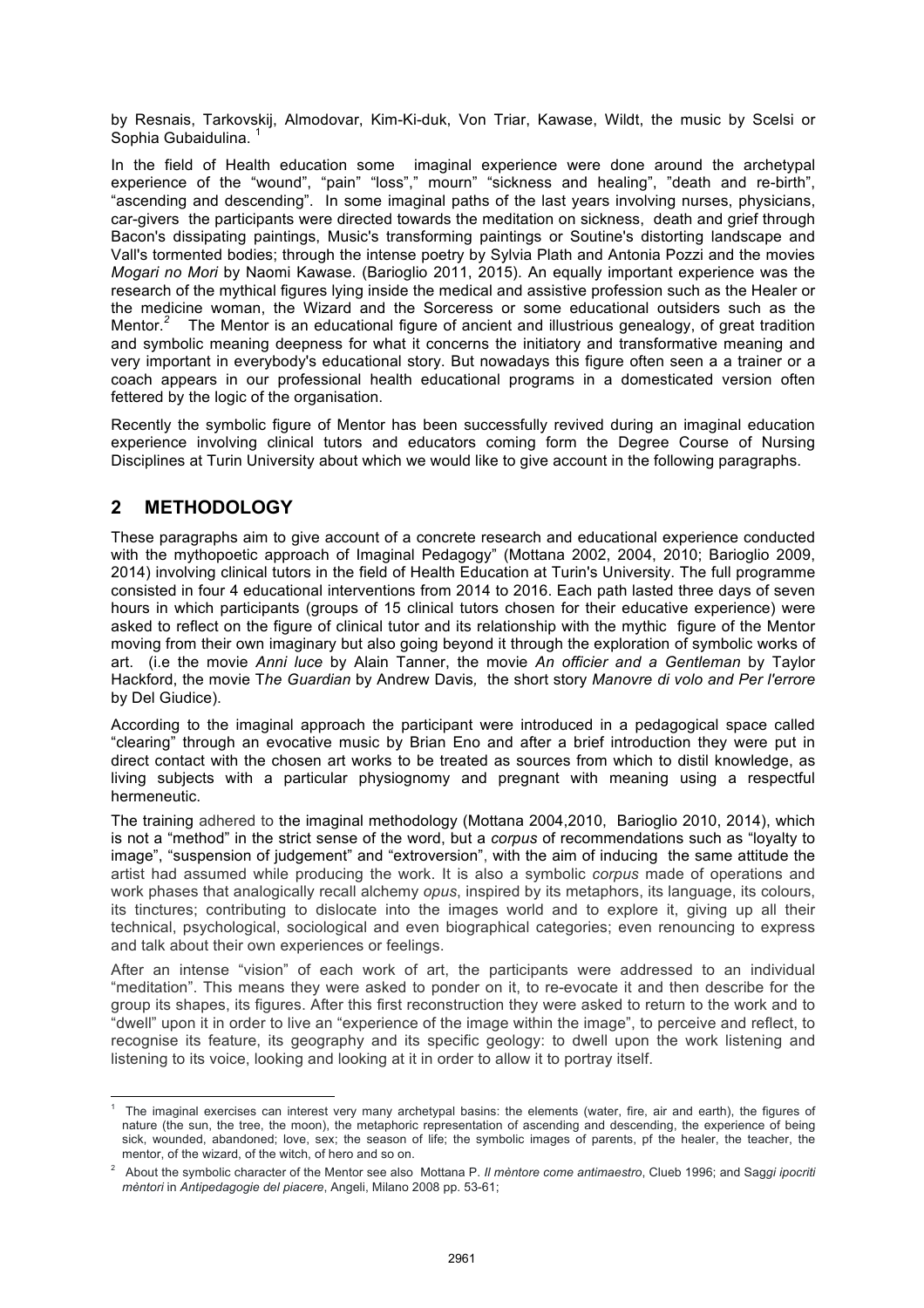by Resnais, Tarkovskij, Almodovar, Kim-Ki-duk, Von Triar, Kawase, Wildt, the music by Scelsi or Sophia Gubaidulina. [1]

In the field of Health education some imaginal experience were done around the archetypal experience of the "wound", "pain" "loss"," mourn" "sickness and healing", "death and re-birth", "ascending and descending". In some imaginal paths of the last years involving nurses, physicians, car-givers the participants were directed towards the meditation on sickness, death and grief through Bacon's dissipating paintings, Music's transforming paintings or Soutine's distorting landscape and Vall's tormented bodies; through the intense poetry by Sylvia Plath and Antonia Pozzi and the movies *Mogari no Mori* by Naomi Kawase. (Barioglio 2011, 2015). An equally important experience was the research of the mythical figures lying inside the medical and assistive profession such as the Healer or the medicine woman, the Wizard and the Sorceress or some educational outsiders such as the Mentor.[2] The Mentor is an educational figure of ancient and illustrious genealogy, of great tradition and symbolic meaning deepness for what it concerns the initiatory and transformative meaning and very important in everybody's educational story. But nowadays this figure often seen a a trainer or a coach appears in our professional health educational programs in a domesticated version often fettered by the logic of the organisation.

Recently the symbolic figure of Mentor has been successfully revived during an imaginal education experience involving clinical tutors and educators coming form the Degree Course of Nursing Disciplines at Turin University about which we would like to give account in the following paragraphs.

## 2 METHODOLOGY

These paragraphs aim to give account of a concrete research and educational experience conducted with the mythopoetic approach of Imaginal Pedagogy" (Mottana 2002, 2004, 2010; Barioglio 2009, 2014) involving clinical tutors in the field of Health Education at Turin's University. The full programme consisted in four 4 educational interventions from 2014 to 2016. Each path lasted three days of seven hours in which participants (groups of 15 clinical tutors chosen for their educative experience) were asked to reflect on the figure of clinical tutor and its relationship with the mythic figure of the Mentor moving from their own imaginary but also going beyond it through the exploration of symbolic works of art. (i.e the movie *Anni luce* by Alain Tanner, the movie *An officier and a Gentleman* by Taylor Hackford, the movie T*he Guardian* by Andrew Davis*,* the short story *Manovre di volo and Per l'errore* by Del Giudice).

According to the imaginal approach the participant were introduced in a pedagogical space called "clearing" through an evocative music by Brian Eno and after a brief introduction they were put in direct contact with the chosen art works to be treated as sources from which to distil knowledge, as living subjects with a particular physiognomy and pregnant with meaning using a respectful hermeneutic.

The training adhered to the imaginal methodology (Mottana 2004,2010, Barioglio 2010, 2014), which is not a "method" in the strict sense of the word, but a *corpus* of recommendations such as "loyalty to image", "suspension of judgement" and "extroversion", with the aim of inducing the same attitude the artist had assumed while producing the work. It is also a symbolic *corpus* made of operations and work phases that analogically recall alchemy *opus*, inspired by its metaphors, its language, its colours, its tinctures; contributing to dislocate into the images world and to explore it, giving up all their technical, psychological, sociological and even biographical categories; even renouncing to express and talk about their own experiences or feelings.

After an intense "vision" of each work of art, the participants were addressed to an individual "meditation". This means they were asked to ponder on it, to re-evocate it and then describe for the group its shapes, its figures. After this first reconstruction they were asked to return to the work and to "dwell" upon it in order to live an "experience of the image within the image", to perceive and reflect, to recognise its feature, its geography and its specific geology: to dwell upon the work listening and listening to its voice, looking and looking at it in order to allow it to portray itself.

---

[1] The imaginal exercises can interest very many archetypal basins: the elements (water, fire, air and earth), the figures of nature (the sun, the tree, the moon), the metaphoric representation of ascending and descending, the experience of being sick, wounded, abandoned; love, sex; the season of life; the symbolic images of parents, pf the healer, the teacher, the mentor, of the wizard, of the witch, of hero and so on.

[2] About the symbolic character of the Mentor see also Mottana P. *Il mèntore come antimaestro*, Clueb 1996; and Sag*gi ipocriti mèntori* in *Antipedagogie del piacere*, Angeli, Milano 2008 pp. 53-61;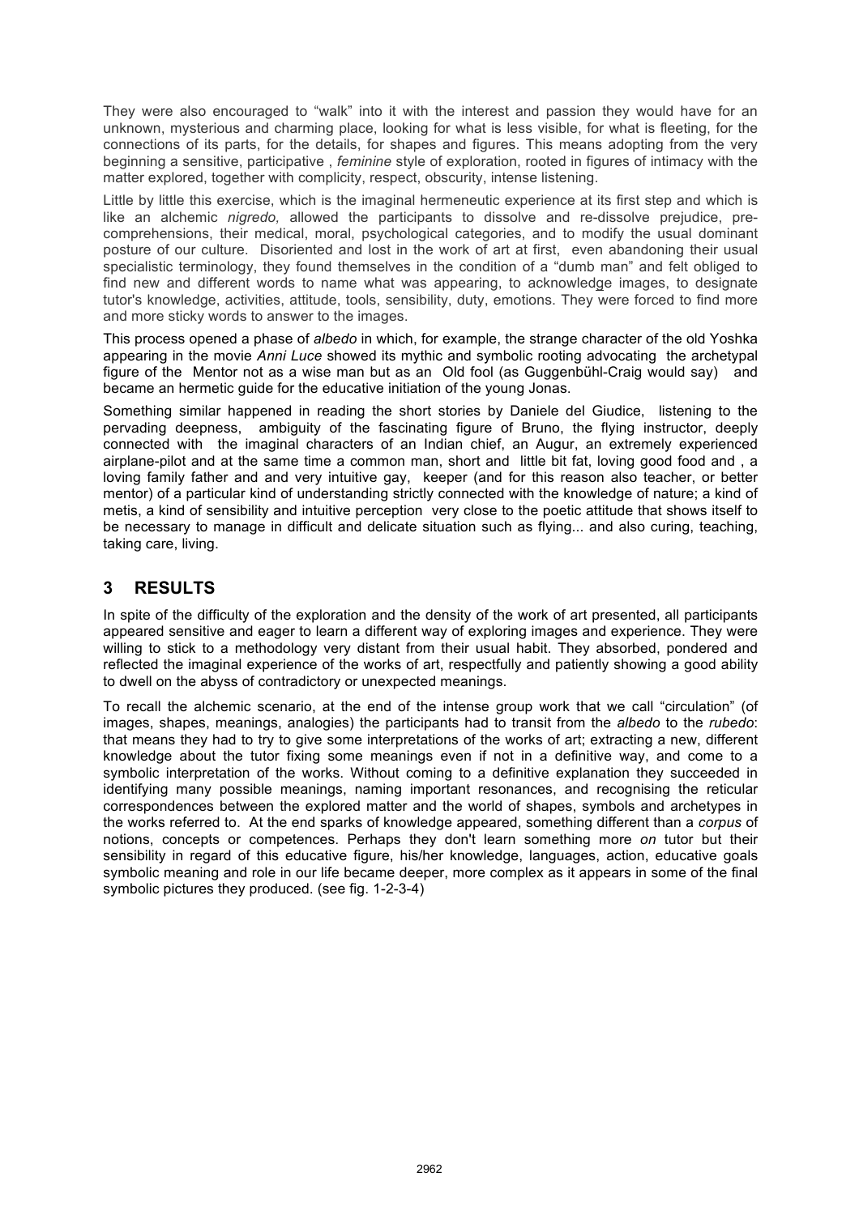They were also encouraged to "walk" into it with the interest and passion they would have for an unknown, mysterious and charming place, looking for what is less visible, for what is fleeting, for the connections of its parts, for the details, for shapes and figures. This means adopting from the very beginning a sensitive, participative , *feminine* style of exploration, rooted in figures of intimacy with the matter explored, together with complicity, respect, obscurity, intense listening.

Little by little this exercise, which is the imaginal hermeneutic experience at its first step and which is like an alchemic *nigredo,* allowed the participants to dissolve and re-dissolve prejudice, pre-comprehensions, their medical, moral, psychological categories, and to modify the usual dominant posture of our culture. Disoriented and lost in the work of art at first, even abandoning their usual specialistic terminology, they found themselves in the condition of a "dumb man" and felt obliged to find new and different words to name what was appearing, to acknowledge images, to designate tutor's knowledge, activities, attitude, tools, sensibility, duty, emotions. They were forced to find more and more sticky words to answer to the images.

This process opened a phase of *albedo* in which, for example, the strange character of the old Yoshka appearing in the movie *Anni Luce* showed its mythic and symbolic rooting advocating the archetypal figure of the Mentor not as a wise man but as an Old fool (as Guggenbühl-Craig would say) and became an hermetic guide for the educative initiation of the young Jonas.

Something similar happened in reading the short stories by Daniele del Giudice, listening to the pervading deepness, ambiguity of the fascinating figure of Bruno, the flying instructor, deeply connected with the imaginal characters of an Indian chief, an Augur, an extremely experienced airplane-pilot and at the same time a common man, short and little bit fat, loving good food and , a loving family father and and very intuitive gay, keeper (and for this reason also teacher, or better mentor) of a particular kind of understanding strictly connected with the knowledge of nature; a kind of metis, a kind of sensibility and intuitive perception very close to the poetic attitude that shows itself to be necessary to manage in difficult and delicate situation such as flying... and also curing, teaching, taking care, living.

## 3 RESULTS

In spite of the difficulty of the exploration and the density of the work of art presented, all participants appeared sensitive and eager to learn a different way of exploring images and experience. They were willing to stick to a methodology very distant from their usual habit. They absorbed, pondered and reflected the imaginal experience of the works of art, respectfully and patiently showing a good ability to dwell on the abyss of contradictory or unexpected meanings.

To recall the alchemic scenario, at the end of the intense group work that we call "circulation" (of images, shapes, meanings, analogies) the participants had to transit from the *albedo* to the *rubedo*: that means they had to try to give some interpretations of the works of art; extracting a new, different knowledge about the tutor fixing some meanings even if not in a definitive way, and come to a symbolic interpretation of the works. Without coming to a definitive explanation they succeeded in identifying many possible meanings, naming important resonances, and recognising the reticular correspondences between the explored matter and the world of shapes, symbols and archetypes in the works referred to. At the end sparks of knowledge appeared, something different than a *corpus* of notions, concepts or competences. Perhaps they don't learn something more *on* tutor but their sensibility in regard of this educative figure, his/her knowledge, languages, action, educative goals symbolic meaning and role in our life became deeper, more complex as it appears in some of the final symbolic pictures they produced. (see fig. 1-2-3-4)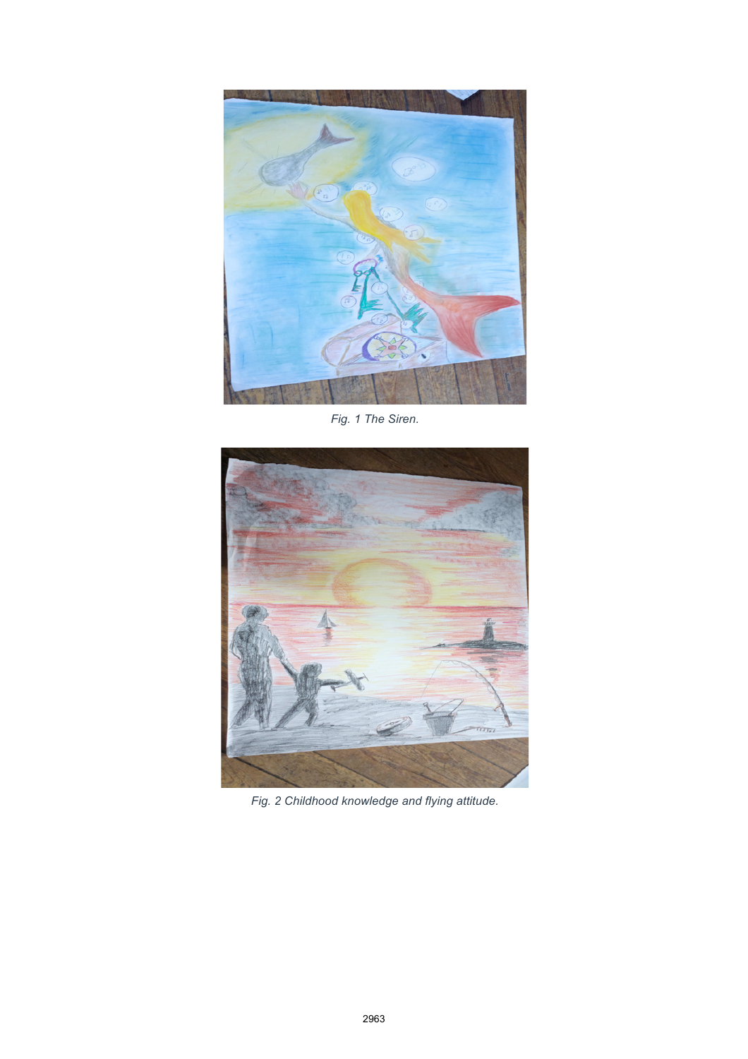*Fig. 1 The Siren.*

*Fig. 2 Childhood knowledge and flying attitude.*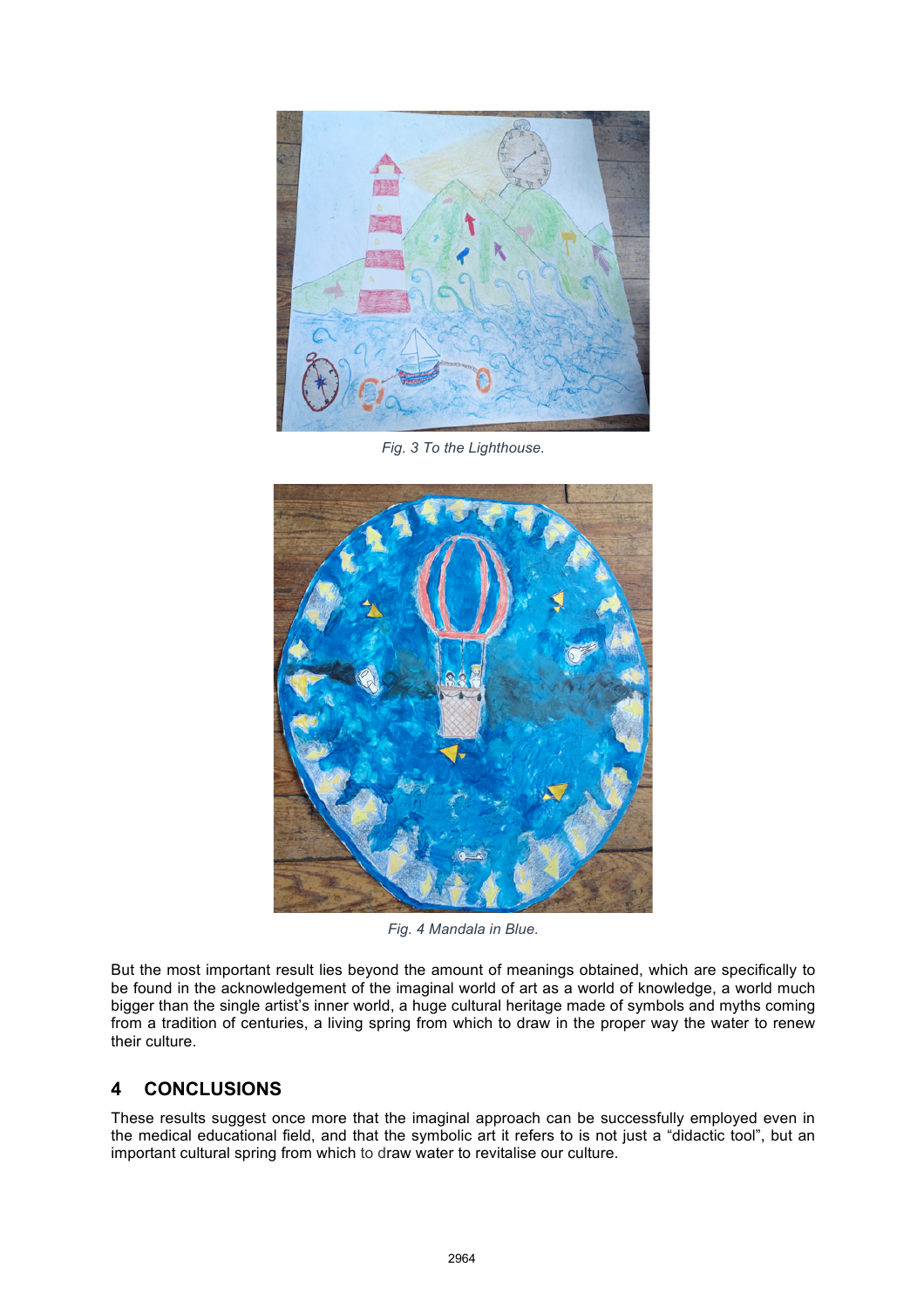*Fig. 3 To the Lighthouse.*

*Fig. 4 Mandala in Blue.*

But the most important result lies beyond the amount of meanings obtained, which are specifically to be found in the acknowledgement of the imaginal world of art as a world of knowledge, a world much bigger than the single artist's inner world, a huge cultural heritage made of symbols and myths coming from a tradition of centuries, a living spring from which to draw in the proper way the water to renew their culture.

## 4 CONCLUSIONS

These results suggest once more that the imaginal approach can be successfully employed even in the medical educational field, and that the symbolic art it refers to is not just a "didactic tool", but an important cultural spring from which to draw water to revitalise our culture.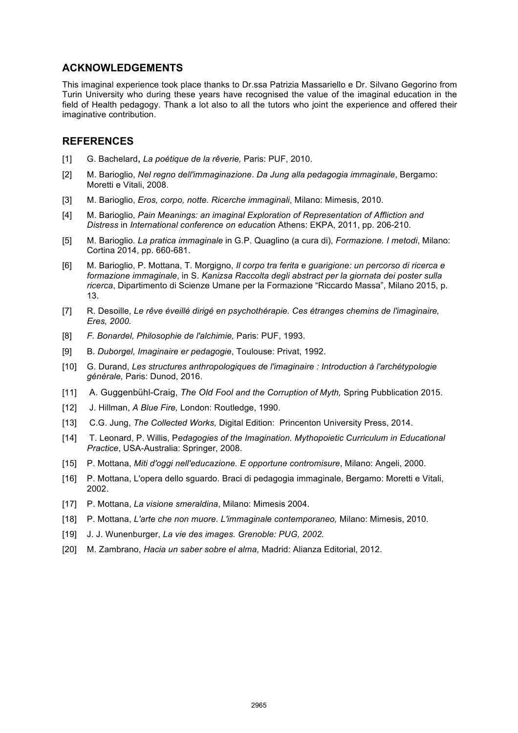## ACKNOWLEDGEMENTS

This imaginal experience took place thanks to Dr.ssa Patrizia Massariello e Dr. Silvano Gegorino from Turin University who during these years have recognised the value of the imaginal education in the field of Health pedagogy. Thank a lot also to all the tutors who joint the experience and offered their imaginative contribution.

## REFERENCES

[1] G. Bachelard**,** *La poétique de la rêverie,* Paris: PUF, 2010.

[2] M. Barioglio, *Nel regno dell'immaginazione*. *Da Jung alla pedagogia immaginale*, Bergamo: Moretti e Vitali, 2008.

[3] M. Barioglio, *Eros, corpo, notte. Ricerche immaginali*, Milano: Mimesis, 2010.

[4] M. Barioglio, *Pain Meanings: an imaginal Exploration of Representation of Affliction and Distress* in *International conference on educatio*n Athens: EKPA, 2011, pp. 206-210.

[5] M. Barioglio. *La pratica immaginale* in G.P. Quaglino (a cura di), *Formazione. I metodi*, Milano: Cortina 2014, pp. 660-681.

[6] M. Barioglio, P. Mottana, T. Morgigno, *Il corpo tra ferita e guarigione: un percorso di ricerca e formazione immaginale*, in S. *Kanizsa Raccolta degli abstract per la giornata dei poster sulla ricerca*, Dipartimento di Scienze Umane per la Formazione "Riccardo Massa", Milano 2015, p. 13.

[7] R. Desoille, *Le rêve éveillé dirigé en psychothérapie. Ces étranges chemins de l'imaginaire, Eres, 2000.*

[8] *F. Bonardel, Philosophie de l'alchimie,* Paris: PUF, 1993.

[9] B. *Duborgel, Imaginaire er pedagogie*, Toulouse: Privat, 1992.

[10] G. Durand, *Les structures anthropologiques de l'imaginaire : Introduction à l'archétypologie générale,* Paris: Dunod, 2016.

[11] A. Guggenbühl-Craig, *The Old Fool and the Corruption of Myth,* Spring Pubblication 2015.

[12] J. Hillman, *A Blue Fire,* London: Routledge, 1990.

[13] C.G. Jung, *The Collected Works,* Digital Edition: Princenton University Press, 2014.

[14] T. Leonard, P. Willis, P*edagogies of the Imagination. Mythopoietic Curriculum in Educational Practice*, USA-Australia: Springer, 2008.

[15] P. Mottana, *Miti d'oggi nell'educazione. E opportune contromisure*, Milano: Angeli, 2000.

[16] P. Mottana, L'opera dello sguardo. Braci di pedagogia immaginale, Bergamo: Moretti e Vitali, 2002.

[17] P. Mottana, *La visione smeraldina*, Milano: Mimesis 2004.

[18] P. Mottana, *L'arte che non muore. L'immaginale contemporaneo,* Milano: Mimesis, 2010.

[19] J. J. Wunenburger, *La vie des images. Grenoble: PUG, 2002.*

[20] M. Zambrano, *Hacia un saber sobre el alma*, Madrid: Alianza Editorial, 2012.